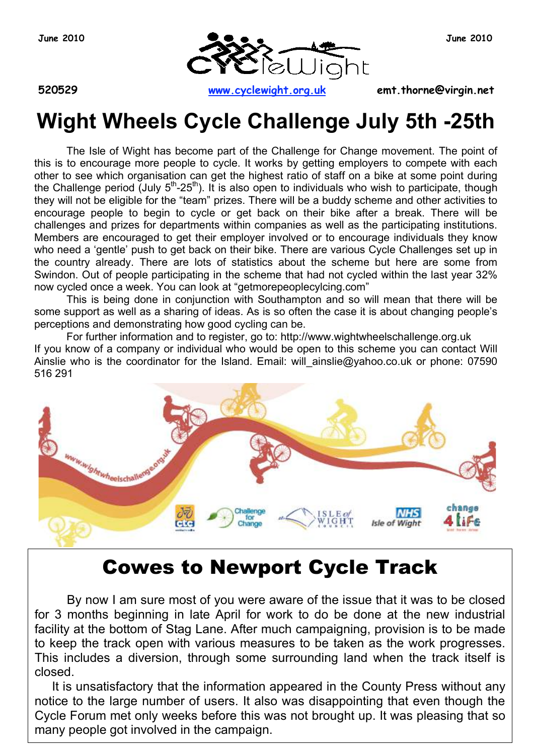June 2010 | CycleWight | June 2010

520529 | www.cyclewight.org.uk | emt.thorne@virgin.net

# Wight Wheels Cycle Challenge July 5th -25th

The Isle of Wight has become part of the Challenge for Change movement. The point of this is to encourage more people to cycle. It works by getting employers to compete with each other to see which organisation can get the highest ratio of staff on a bike at some point during the Challenge period (July 5th-25th). It is also open to individuals who wish to participate, though they will not be eligible for the "team" prizes. There will be a buddy scheme and other activities to encourage people to begin to cycle or get back on their bike after a break. There will be challenges and prizes for departments within companies as well as the participating institutions. Members are encouraged to get their employer involved or to encourage individuals they know who need a 'gentle' push to get back on their bike. There are various Cycle Challenges set up in the country already. There are lots of statistics about the scheme but here are some from Swindon. Out of people participating in the scheme that had not cycled within the last year 32% now cycled once a week. You can look at "getmorepeoplecylcing.com"

This is being done in conjunction with Southampton and so will mean that there will be some support as well as a sharing of ideas. As is so often the case it is about changing people's perceptions and demonstrating how good cycling can be.

For further information and to register, go to: http://www.wightwheelschallenge.org.uk
If you know of a company or individual who would be open to this scheme you can contact Will Ainslie who is the coordinator for the Island. Email: will_ainslie@yahoo.co.uk or phone: 07590 516 291

## Cowes to Newport Cycle Track

By now I am sure most of you were aware of the issue that it was to be closed for 3 months beginning in late April for work to do be done at the new industrial facility at the bottom of Stag Lane. After much campaigning, provision is to be made to keep the track open with various measures to be taken as the work progresses. This includes a diversion, through some surrounding land when the track itself is closed.

It is unsatisfactory that the information appeared in the County Press without any notice to the large number of users. It also was disappointing that even though the Cycle Forum met only weeks before this was not brought up. It was pleasing that so many people got involved in the campaign.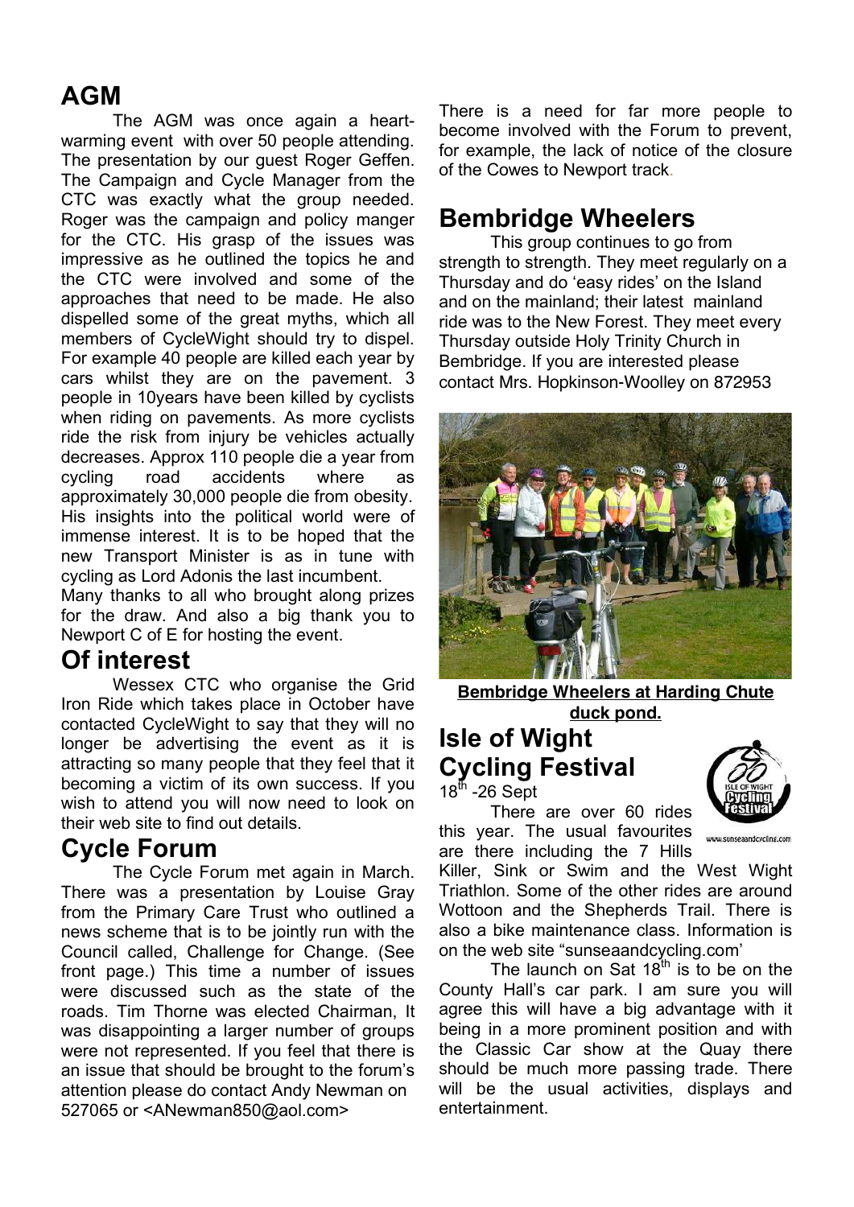## AGM

The AGM was once again a heart-warming event with over 50 people attending. The presentation by our guest Roger Geffen. The Campaign and Cycle Manager from the CTC was exactly what the group needed. Roger was the campaign and policy manger for the CTC. His grasp of the issues was impressive as he outlined the topics he and the CTC were involved and some of the approaches that need to be made. He also dispelled some of the great myths, which all members of CycleWight should try to dispel. For example 40 people are killed each year by cars whilst they are on the pavement. 3 people in 10years have been killed by cyclists when riding on pavements. As more cyclists ride the risk from injury be vehicles actually decreases. Approx 110 people die a year from cycling road accidents where as approximately 30,000 people die from obesity. His insights into the political world were of immense interest. It is to be hoped that the new Transport Minister is as in tune with cycling as Lord Adonis the last incumbent.

Many thanks to all who brought along prizes for the draw. And also a big thank you to Newport C of E for hosting the event.

## Of interest

Wessex CTC who organise the Grid Iron Ride which takes place in October have contacted CycleWight to say that they will no longer be advertising the event as it is attracting so many people that they feel that it becoming a victim of its own success. If you wish to attend you will now need to look on their web site to find out details.

## Cycle Forum

The Cycle Forum met again in March. There was a presentation by Louise Gray from the Primary Care Trust who outlined a news scheme that is to be jointly run with the Council called, Challenge for Change. (See front page.) This time a number of issues were discussed such as the state of the roads. Tim Thorne was elected Chairman, It was disappointing a larger number of groups were not represented. If you feel that there is an issue that should be brought to the forum's attention please do contact Andy Newman on 527065 or <ANewman850@aol.com>

There is a need for far more people to become involved with the Forum to prevent, for example, the lack of notice of the closure of the Cowes to Newport track.

## Bembridge Wheelers

This group continues to go from strength to strength. They meet regularly on a Thursday and do 'easy rides' on the Island and on the mainland; their latest mainland ride was to the New Forest. They meet every Thursday outside Holy Trinity Church in Bembridge. If you are interested please contact Mrs. Hopkinson-Woolley on 872953

**Bembridge Wheelers at Harding Chute duck pond.**

## Isle of Wight Cycling Festival

18th -26 Sept

There are over 60 rides this year. The usual favourites are there including the 7 Hills Killer, Sink or Swim and the West Wight Triathlon. Some of the other rides are around Wottoon and the Shepherds Trail. There is also a bike maintenance class. Information is on the web site "sunseaandcycling.com'

The launch on Sat 18th is to be on the County Hall's car park. I am sure you will agree this will have a big advantage with it being in a more prominent position and with the Classic Car show at the Quay there should be much more passing trade. There will be the usual activities, displays and entertainment.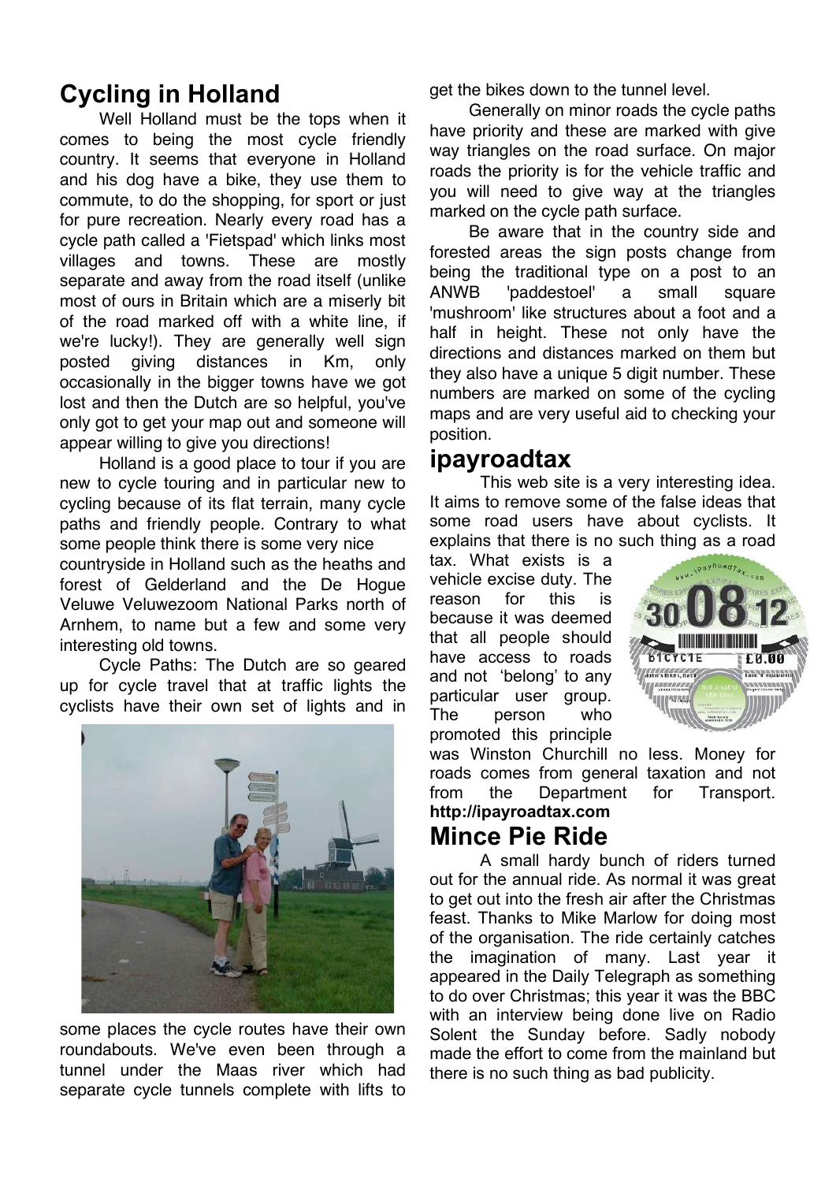## Cycling in Holland

Well Holland must be the tops when it comes to being the most cycle friendly country. It seems that everyone in Holland and his dog have a bike, they use them to commute, to do the shopping, for sport or just for pure recreation. Nearly every road has a cycle path called a 'Fietspad' which links most villages and towns. These are mostly separate and away from the road itself (unlike most of ours in Britain which are a miserly bit of the road marked off with a white line, if we're lucky!). They are generally well sign posted giving distances in Km, only occasionally in the bigger towns have we got lost and then the Dutch are so helpful, you've only got to get your map out and someone will appear willing to give you directions!

Holland is a good place to tour if you are new to cycle touring and in particular new to cycling because of its flat terrain, many cycle paths and friendly people. Contrary to what some people think there is some very nice countryside in Holland such as the heaths and forest of Gelderland and the De Hogue Veluwe Veluwezoom National Parks north of Arnhem, to name but a few and some very interesting old towns.

Cycle Paths: The Dutch are so geared up for cycle travel that at traffic lights the cyclists have their own set of lights and in some places the cycle routes have their own roundabouts. We've even been through a tunnel under the Maas river which had separate cycle tunnels complete with lifts to get the bikes down to the tunnel level.

Generally on minor roads the cycle paths have priority and these are marked with give way triangles on the road surface. On major roads the priority is for the vehicle traffic and you will need to give way at the triangles marked on the cycle path surface.

Be aware that in the country side and forested areas the sign posts change from being the traditional type on a post to an ANWB 'paddestoel' a small square 'mushroom' like structures about a foot and a half in height. These not only have the directions and distances marked on them but they also have a unique 5 digit number. These numbers are marked on some of the cycling maps and are very useful aid to checking your position.

## ipayroadtax

This web site is a very interesting idea. It aims to remove some of the false ideas that some road users have about cyclists. It explains that there is no such thing as a road tax. What exists is a vehicle excise duty. The reason for this is because it was deemed that all people should have access to roads and not 'belong' to any particular user group. The person who promoted this principle was Winston Churchill no less. Money for roads comes from general taxation and not from the Department for Transport. **http://ipayroadtax.com**

## Mince Pie Ride

A small hardy bunch of riders turned out for the annual ride. As normal it was great to get out into the fresh air after the Christmas feast. Thanks to Mike Marlow for doing most of the organisation. The ride certainly catches the imagination of many. Last year it appeared in the Daily Telegraph as something to do over Christmas; this year it was the BBC with an interview being done live on Radio Solent the Sunday before. Sadly nobody made the effort to come from the mainland but there is no such thing as bad publicity.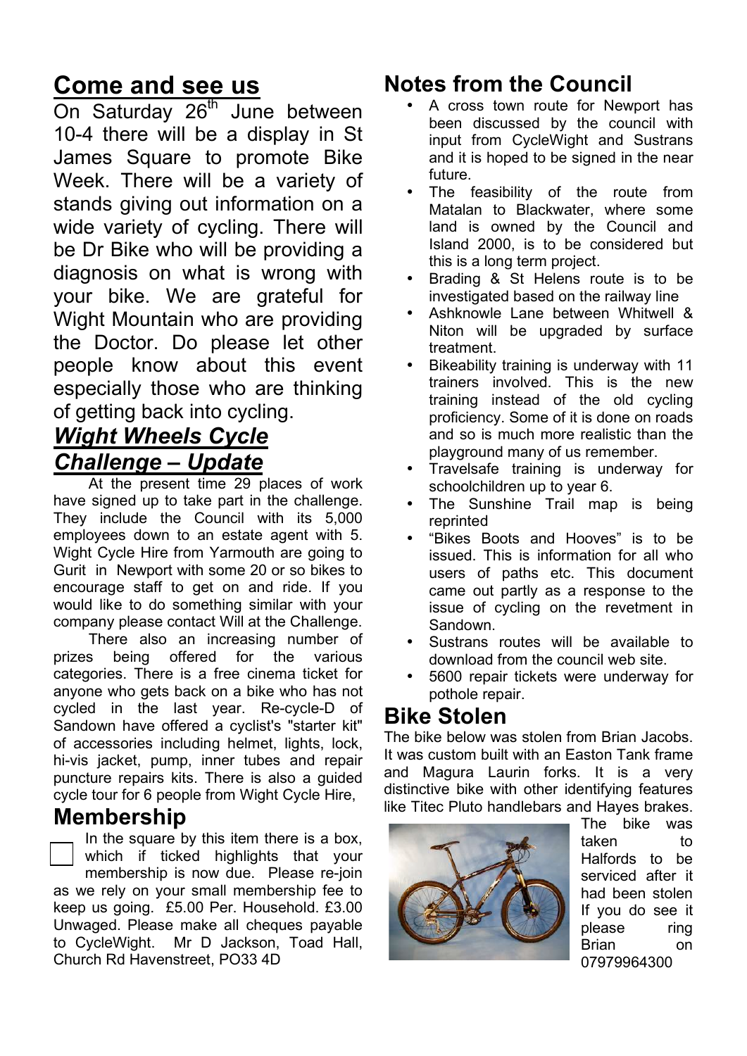# Come and see us

On Saturday 26th June between 10-4 there will be a display in St James Square to promote Bike Week. There will be a variety of stands giving out information on a wide variety of cycling. There will be Dr Bike who will be providing a diagnosis on what is wrong with your bike. We are grateful for Wight Mountain who are providing the Doctor. Do please let other people know about this event especially those who are thinking of getting back into cycling.

## *Wight Wheels Cycle Challenge – Update*

At the present time 29 places of work have signed up to take part in the challenge. They include the Council with its 5,000 employees down to an estate agent with 5. Wight Cycle Hire from Yarmouth are going to Gurit in Newport with some 20 or so bikes to encourage staff to get on and ride. If you would like to do something similar with your company please contact Will at the Challenge.

There also an increasing number of prizes being offered for the various categories. There is a free cinema ticket for anyone who gets back on a bike who has not cycled in the last year. Re-cycle-D of Sandown have offered a cyclist's "starter kit" of accessories including helmet, lights, lock, hi-vis jacket, pump, inner tubes and repair puncture repairs kits. There is also a guided cycle tour for 6 people from Wight Cycle Hire,

## Membership

☐ In the square by this item there is a box, which if ticked highlights that your membership is now due. Please re-join as we rely on your small membership fee to keep us going. £5.00 Per. Household. £3.00 Unwaged. Please make all cheques payable to CycleWight. Mr D Jackson, Toad Hall, Church Rd Havenstreet, PO33 4D

# Notes from the Council

- A cross town route for Newport has been discussed by the council with input from CycleWight and Sustrans and it is hoped to be signed in the near future.
- The feasibility of the route from Matalan to Blackwater, where some land is owned by the Council and Island 2000, is to be considered but this is a long term project.
- Brading & St Helens route is to be investigated based on the railway line
- Ashknowle Lane between Whitwell & Niton will be upgraded by surface treatment.
- Bikeability training is underway with 11 trainers involved. This is the new training instead of the old cycling proficiency. Some of it is done on roads and so is much more realistic than the playground many of us remember.
- Travelsafe training is underway for schoolchildren up to year 6.
- The Sunshine Trail map is being reprinted
- "Bikes Boots and Hooves" is to be issued. This is information for all who users of paths etc. This document came out partly as a response to the issue of cycling on the revetment in Sandown.
- Sustrans routes will be available to download from the council web site.
- 5600 repair tickets were underway for pothole repair.

# Bike Stolen

The bike below was stolen from Brian Jacobs. It was custom built with an Easton Tank frame and Magura Laurin forks. It is a very distinctive bike with other identifying features like Titec Pluto handlebars and Hayes brakes.

The bike was taken to Halfords to be serviced after it had been stolen If you do see it please ring Brian on 07979964300